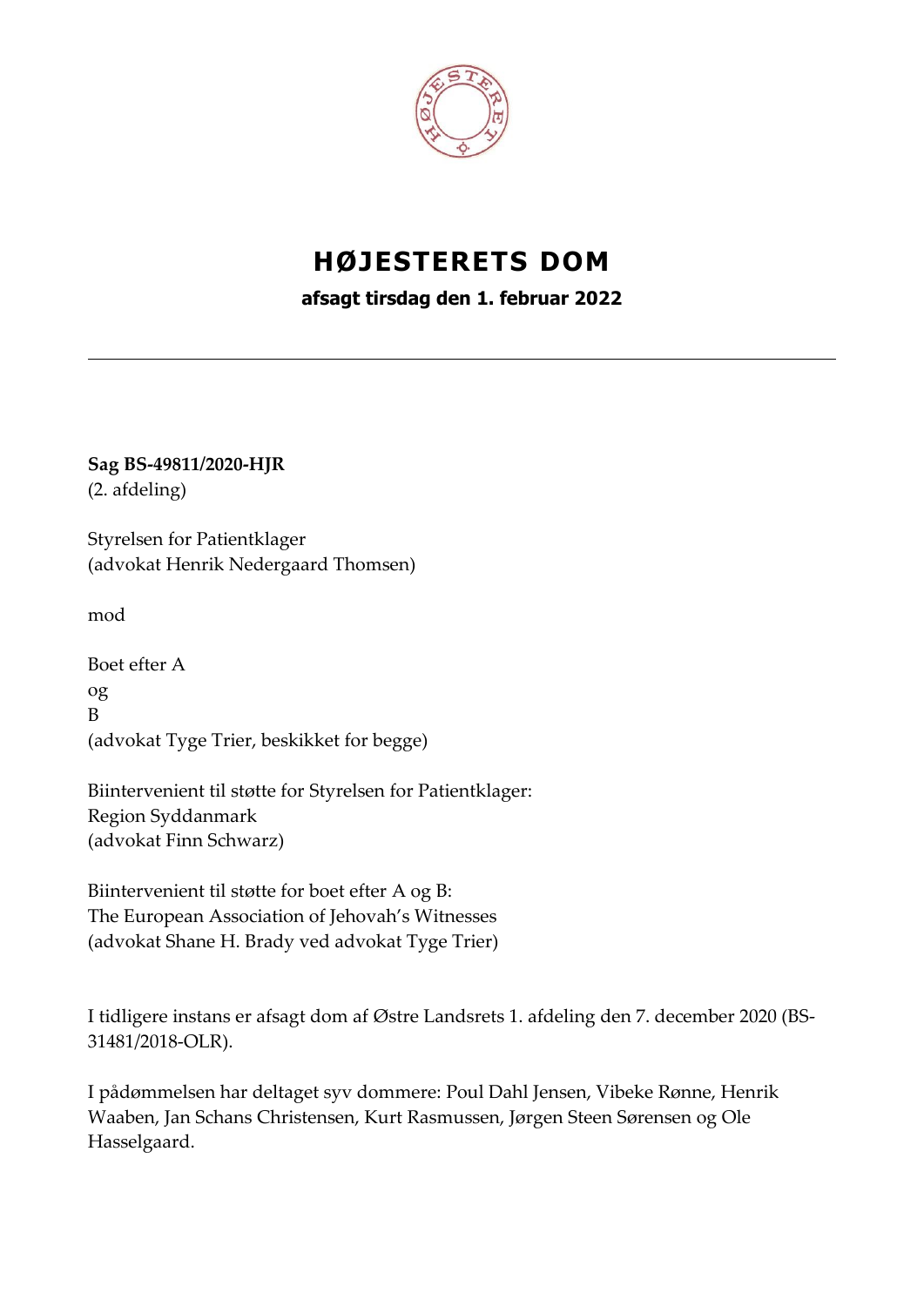# HØJESTERETS DOM

**afsagt tirsdag den 1. februar 2022**

---

**Sag BS-49811/2020-HJR**
(2. afdeling)

Styrelsen for Patientklager
(advokat Henrik Nedergaard Thomsen)

mod

Boet efter A
og
B
(advokat Tyge Trier, beskikket for begge)

Biintervenient til støtte for Styrelsen for Patientklager:
Region Syddanmark
(advokat Finn Schwarz)

Biintervenient til støtte for boet efter A og B:
The European Association of Jehovah's Witnesses
(advokat Shane H. Brady ved advokat Tyge Trier)

I tidligere instans er afsagt dom af Østre Landsrets 1. afdeling den 7. december 2020 (BS-31481/2018-OLR).

I pådømmelsen har deltaget syv dommere: Poul Dahl Jensen, Vibeke Rønne, Henrik Waaben, Jan Schans Christensen, Kurt Rasmussen, Jørgen Steen Sørensen og Ole Hasselgaard.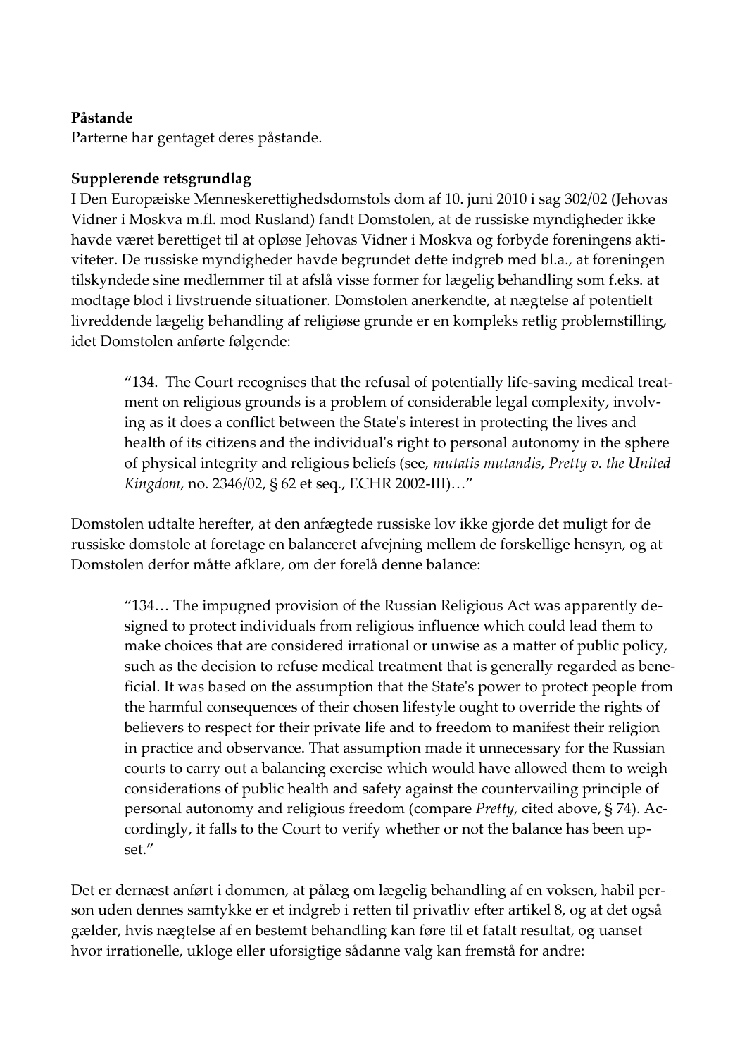**Påstande**

Parterne har gentaget deres påstande.

**Supplerende retsgrundlag**

I Den Europæiske Menneskerettighedsdomstols dom af 10. juni 2010 i sag 302/02 (Jehovas Vidner i Moskva m.fl. mod Rusland) fandt Domstolen, at de russiske myndigheder ikke havde været berettiget til at opløse Jehovas Vidner i Moskva og forbyde foreningens aktiviteter. De russiske myndigheder havde begrundet dette indgreb med bl.a., at foreningen tilskyndede sine medlemmer til at afslå visse former for lægelig behandling som f.eks. at modtage blod i livstruende situationer. Domstolen anerkendte, at nægtelse af potentielt livreddende lægelig behandling af religiøse grunde er en kompleks retlig problemstilling, idet Domstolen anførte følgende:

> "134. The Court recognises that the refusal of potentially life-saving medical treatment on religious grounds is a problem of considerable legal complexity, involving as it does a conflict between the State's interest in protecting the lives and health of its citizens and the individual's right to personal autonomy in the sphere of physical integrity and religious beliefs (see, *mutatis mutandis, Pretty v. the United Kingdom*, no. 2346/02, § 62 et seq., ECHR 2002-III)…"

Domstolen udtalte herefter, at den anfægtede russiske lov ikke gjorde det muligt for de russiske domstole at foretage en balanceret afvejning mellem de forskellige hensyn, og at Domstolen derfor måtte afklare, om der forelå denne balance:

> "134… The impugned provision of the Russian Religious Act was apparently designed to protect individuals from religious influence which could lead them to make choices that are considered irrational or unwise as a matter of public policy, such as the decision to refuse medical treatment that is generally regarded as beneficial. It was based on the assumption that the State's power to protect people from the harmful consequences of their chosen lifestyle ought to override the rights of believers to respect for their private life and to freedom to manifest their religion in practice and observance. That assumption made it unnecessary for the Russian courts to carry out a balancing exercise which would have allowed them to weigh considerations of public health and safety against the countervailing principle of personal autonomy and religious freedom (compare *Pretty*, cited above, § 74). Accordingly, it falls to the Court to verify whether or not the balance has been upset."

Det er dernæst anført i dommen, at pålæg om lægelig behandling af en voksen, habil person uden dennes samtykke er et indgreb i retten til privatliv efter artikel 8, og at det også gælder, hvis nægtelse af en bestemt behandling kan føre til et fatalt resultat, og uanset hvor irrationelle, ukloge eller uforsigtige sådanne valg kan fremstå for andre: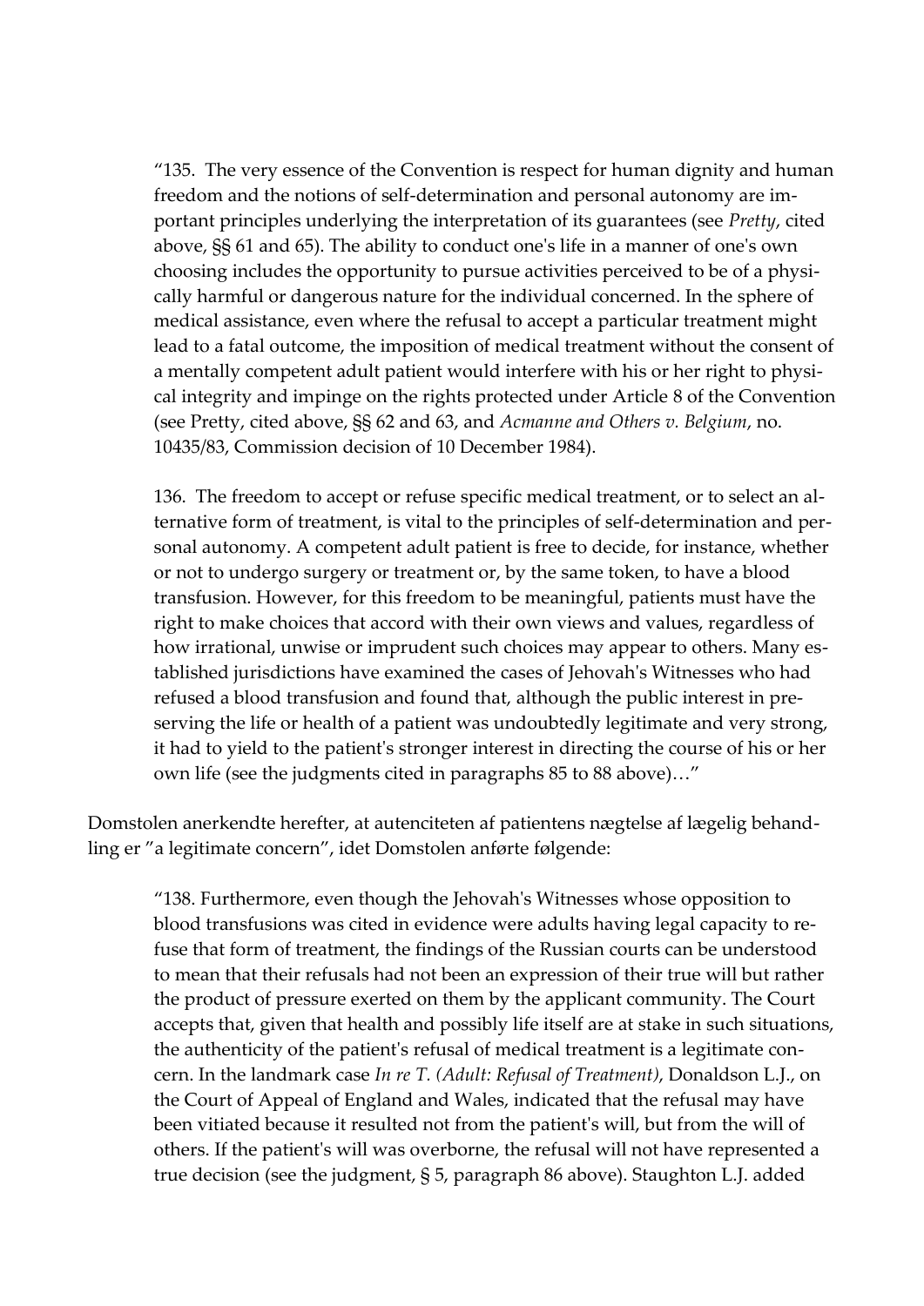> "135. The very essence of the Convention is respect for human dignity and human freedom and the notions of self-determination and personal autonomy are important principles underlying the interpretation of its guarantees (see *Pretty*, cited above, §§ 61 and 65). The ability to conduct one's life in a manner of one's own choosing includes the opportunity to pursue activities perceived to be of a physically harmful or dangerous nature for the individual concerned. In the sphere of medical assistance, even where the refusal to accept a particular treatment might lead to a fatal outcome, the imposition of medical treatment without the consent of a mentally competent adult patient would interfere with his or her right to physical integrity and impinge on the rights protected under Article 8 of the Convention (see Pretty, cited above, §§ 62 and 63, and *Acmanne and Others v. Belgium*, no. 10435/83, Commission decision of 10 December 1984).
>
> 136. The freedom to accept or refuse specific medical treatment, or to select an alternative form of treatment, is vital to the principles of self-determination and personal autonomy. A competent adult patient is free to decide, for instance, whether or not to undergo surgery or treatment or, by the same token, to have a blood transfusion. However, for this freedom to be meaningful, patients must have the right to make choices that accord with their own views and values, regardless of how irrational, unwise or imprudent such choices may appear to others. Many established jurisdictions have examined the cases of Jehovah's Witnesses who had refused a blood transfusion and found that, although the public interest in preserving the life or health of a patient was undoubtedly legitimate and very strong, it had to yield to the patient's stronger interest in directing the course of his or her own life (see the judgments cited in paragraphs 85 to 88 above)…"

Domstolen anerkendte herefter, at autenciteten af patientens nægtelse af lægelig behandling er "a legitimate concern", idet Domstolen anførte følgende:

> "138. Furthermore, even though the Jehovah's Witnesses whose opposition to blood transfusions was cited in evidence were adults having legal capacity to refuse that form of treatment, the findings of the Russian courts can be understood to mean that their refusals had not been an expression of their true will but rather the product of pressure exerted on them by the applicant community. The Court accepts that, given that health and possibly life itself are at stake in such situations, the authenticity of the patient's refusal of medical treatment is a legitimate concern. In the landmark case *In re T. (Adult: Refusal of Treatment)*, Donaldson L.J., on the Court of Appeal of England and Wales, indicated that the refusal may have been vitiated because it resulted not from the patient's will, but from the will of others. If the patient's will was overborne, the refusal will not have represented a true decision (see the judgment, § 5, paragraph 86 above). Staughton L.J. added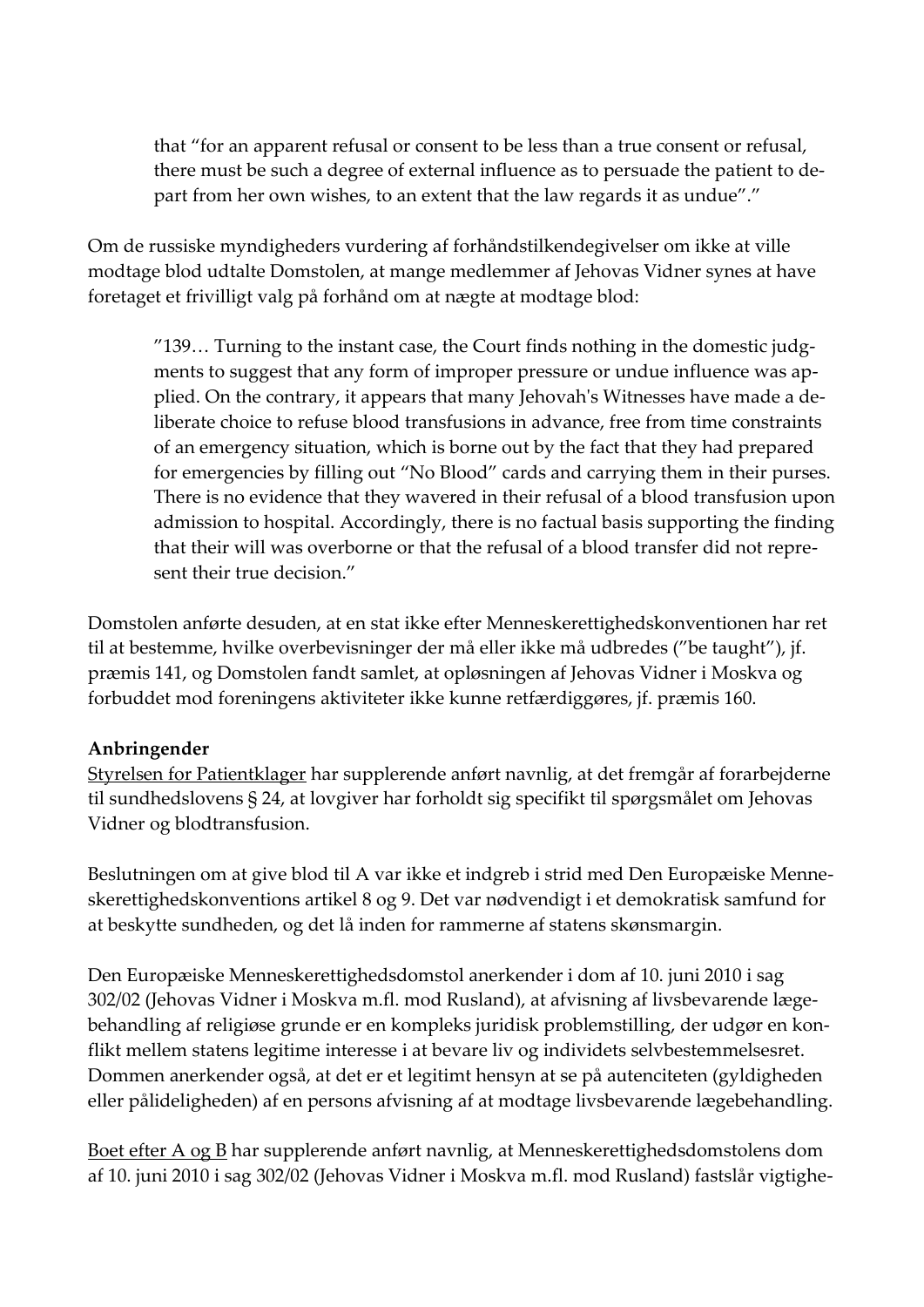> that “for an apparent refusal or consent to be less than a true consent or refusal, there must be such a degree of external influence as to persuade the patient to depart from her own wishes, to an extent that the law regards it as undue”.”

Om de russiske myndigheders vurdering af forhåndstilkendegivelser om ikke at ville modtage blod udtalte Domstolen, at mange medlemmer af Jehovas Vidner synes at have foretaget et frivilligt valg på forhånd om at nægte at modtage blod:

> ”139… Turning to the instant case, the Court finds nothing in the domestic judgments to suggest that any form of improper pressure or undue influence was applied. On the contrary, it appears that many Jehovah's Witnesses have made a deliberate choice to refuse blood transfusions in advance, free from time constraints of an emergency situation, which is borne out by the fact that they had prepared for emergencies by filling out “No Blood” cards and carrying them in their purses. There is no evidence that they wavered in their refusal of a blood transfusion upon admission to hospital. Accordingly, there is no factual basis supporting the finding that their will was overborne or that the refusal of a blood transfer did not represent their true decision.”

Domstolen anførte desuden, at en stat ikke efter Menneskerettighedskonventionen har ret til at bestemme, hvilke overbevisninger der må eller ikke må udbredes (”be taught”), jf. præmis 141, og Domstolen fandt samlet, at opløsningen af Jehovas Vidner i Moskva og forbuddet mod foreningens aktiviteter ikke kunne retfærdiggøres, jf. præmis 160.

**Anbringender**

<u>Styrelsen for Patientklager</u> har supplerende anført navnlig, at det fremgår af forarbejderne til sundhedslovens § 24, at lovgiver har forholdt sig specifikt til spørgsmålet om Jehovas Vidner og blodtransfusion.

Beslutningen om at give blod til A var ikke et indgreb i strid med Den Europæiske Menneskerettighedskonventions artikel 8 og 9. Det var nødvendigt i et demokratisk samfund for at beskytte sundheden, og det lå inden for rammerne af statens skønsmargin.

Den Europæiske Menneskerettighedsdomstol anerkender i dom af 10. juni 2010 i sag 302/02 (Jehovas Vidner i Moskva m.fl. mod Rusland), at afvisning af livsbevarende lægebehandling af religiøse grunde er en kompleks juridisk problemstilling, der udgør en konflikt mellem statens legitime interesse i at bevare liv og individets selvbestemmelsesret. Dommen anerkender også, at det er et legitimt hensyn at se på autenciteten (gyldigheden eller pålideligheden) af en persons afvisning af at modtage livsbevarende lægebehandling.

<u>Boet efter A og B</u> har supplerende anført navnlig, at Menneskerettighedsdomstolens dom af 10. juni 2010 i sag 302/02 (Jehovas Vidner i Moskva m.fl. mod Rusland) fastslår vigtighe-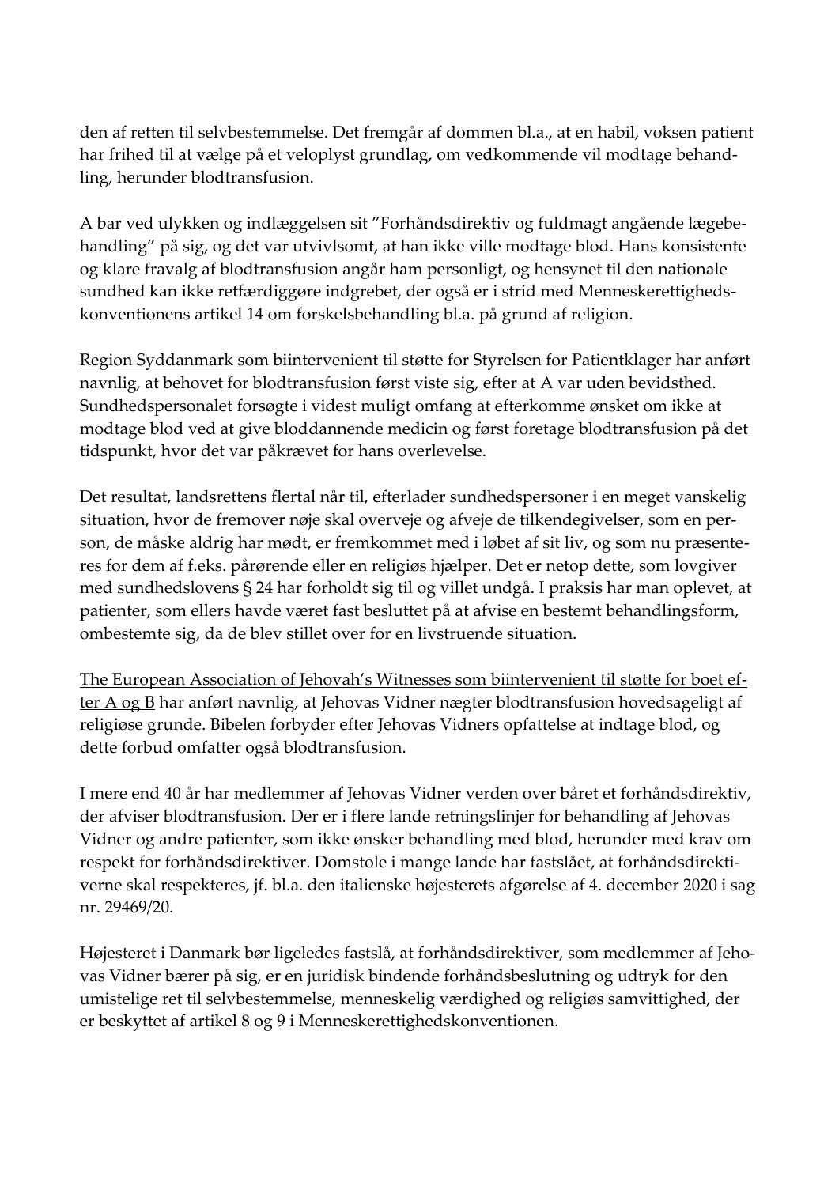den af retten til selvbestemmelse. Det fremgår af dommen bl.a., at en habil, voksen patient har frihed til at vælge på et veloplyst grundlag, om vedkommende vil modtage behandling, herunder blodtransfusion.

A bar ved ulykken og indlæggelsen sit "Forhåndsdirektiv og fuldmagt angående lægebehandling" på sig, og det var utvivlsomt, at han ikke ville modtage blod. Hans konsistente og klare fravalg af blodtransfusion angår ham personligt, og hensynet til den nationale sundhed kan ikke retfærdiggøre indgrebet, der også er i strid med Menneskerettighedskonventionens artikel 14 om forskelsbehandling bl.a. på grund af religion.

Region Syddanmark som biintervenient til støtte for Styrelsen for Patientklager har anført navnlig, at behovet for blodtransfusion først viste sig, efter at A var uden bevidsthed. Sundhedspersonalet forsøgte i videst muligt omfang at efterkomme ønsket om ikke at modtage blod ved at give bloddannende medicin og først foretage blodtransfusion på det tidspunkt, hvor det var påkrævet for hans overlevelse.

Det resultat, landsrettens flertal når til, efterlader sundhedspersoner i en meget vanskelig situation, hvor de fremover nøje skal overveje og afveje de tilkendegivelser, som en person, de måske aldrig har mødt, er fremkommet med i løbet af sit liv, og som nu præsenteres for dem af f.eks. pårørende eller en religiøs hjælper. Det er netop dette, som lovgiver med sundhedslovens § 24 har forholdt sig til og villet undgå. I praksis har man oplevet, at patienter, som ellers havde været fast besluttet på at afvise en bestemt behandlingsform, ombestemte sig, da de blev stillet over for en livstruende situation.

The European Association of Jehovah's Witnesses som biintervenient til støtte for boet efter A og B har anført navnlig, at Jehovas Vidner nægter blodtransfusion hovedsageligt af religiøse grunde. Bibelen forbyder efter Jehovas Vidners opfattelse at indtage blod, og dette forbud omfatter også blodtransfusion.

I mere end 40 år har medlemmer af Jehovas Vidner verden over båret et forhåndsdirektiv, der afviser blodtransfusion. Der er i flere lande retningslinjer for behandling af Jehovas Vidner og andre patienter, som ikke ønsker behandling med blod, herunder med krav om respekt for forhåndsdirektiver. Domstole i mange lande har fastslået, at forhåndsdirektiverne skal respekteres, jf. bl.a. den italienske højesterets afgørelse af 4. december 2020 i sag nr. 29469/20.

Højesteret i Danmark bør ligeledes fastslå, at forhåndsdirektiver, som medlemmer af Jehovas Vidner bærer på sig, er en juridisk bindende forhåndsbeslutning og udtryk for den umistelige ret til selvbestemmelse, menneskelig værdighed og religiøs samvittighed, der er beskyttet af artikel 8 og 9 i Menneskerettighedskonventionen.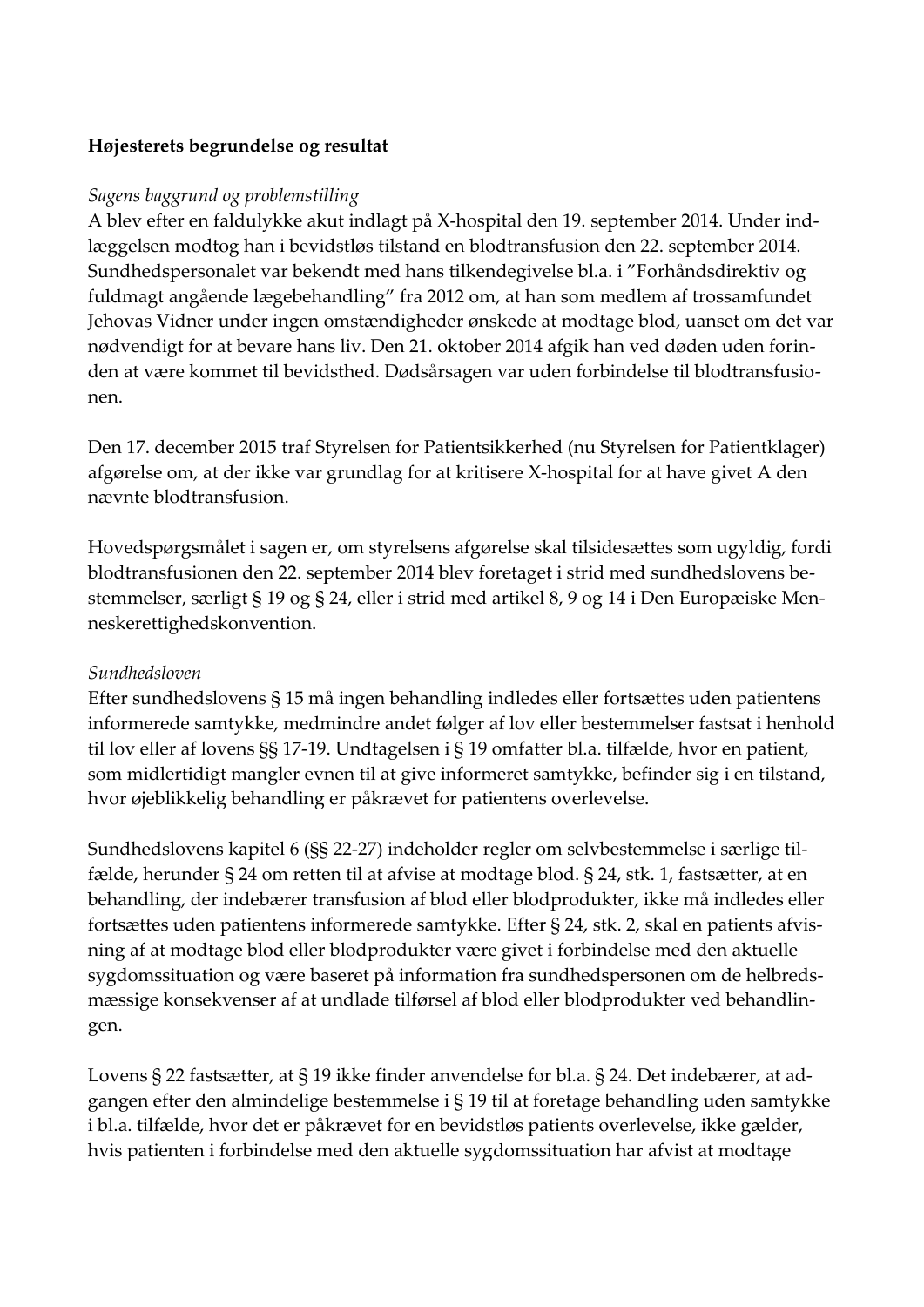**Højesterets begrundelse og resultat**

*Sagens baggrund og problemstilling*

A blev efter en faldulykke akut indlagt på X-hospital den 19. september 2014. Under indlæggelsen modtog han i bevidstløs tilstand en blodtransfusion den 22. september 2014. Sundhedspersonalet var bekendt med hans tilkendegivelse bl.a. i "Forhåndsdirektiv og fuldmagt angående lægebehandling" fra 2012 om, at han som medlem af trossamfundet Jehovas Vidner under ingen omstændigheder ønskede at modtage blod, uanset om det var nødvendigt for at bevare hans liv. Den 21. oktober 2014 afgik han ved døden uden forinden at være kommet til bevidsthed. Dødsårsagen var uden forbindelse til blodtransfusionen.

Den 17. december 2015 traf Styrelsen for Patientsikkerhed (nu Styrelsen for Patientklager) afgørelse om, at der ikke var grundlag for at kritisere X-hospital for at have givet A den nævnte blodtransfusion.

Hovedspørgsmålet i sagen er, om styrelsens afgørelse skal tilsidesættes som ugyldig, fordi blodtransfusionen den 22. september 2014 blev foretaget i strid med sundhedslovens bestemmelser, særligt § 19 og § 24, eller i strid med artikel 8, 9 og 14 i Den Europæiske Menneskerettighedskonvention.

*Sundhedsloven*

Efter sundhedslovens § 15 må ingen behandling indledes eller fortsættes uden patientens informerede samtykke, medmindre andet følger af lov eller bestemmelser fastsat i henhold til lov eller af lovens §§ 17-19. Undtagelsen i § 19 omfatter bl.a. tilfælde, hvor en patient, som midlertidigt mangler evnen til at give informeret samtykke, befinder sig i en tilstand, hvor øjeblikkelig behandling er påkrævet for patientens overlevelse.

Sundhedslovens kapitel 6 (§§ 22-27) indeholder regler om selvbestemmelse i særlige tilfælde, herunder § 24 om retten til at afvise at modtage blod. § 24, stk. 1, fastsætter, at en behandling, der indebærer transfusion af blod eller blodprodukter, ikke må indledes eller fortsættes uden patientens informerede samtykke. Efter § 24, stk. 2, skal en patients afvisning af at modtage blod eller blodprodukter være givet i forbindelse med den aktuelle sygdomssituation og være baseret på information fra sundhedspersonen om de helbredsmæssige konsekvenser af at undlade tilførsel af blod eller blodprodukter ved behandlingen.

Lovens § 22 fastsætter, at § 19 ikke finder anvendelse for bl.a. § 24. Det indebærer, at adgangen efter den almindelige bestemmelse i § 19 til at foretage behandling uden samtykke i bl.a. tilfælde, hvor det er påkrævet for en bevidstløs patients overlevelse, ikke gælder, hvis patienten i forbindelse med den aktuelle sygdomssituation har afvist at modtage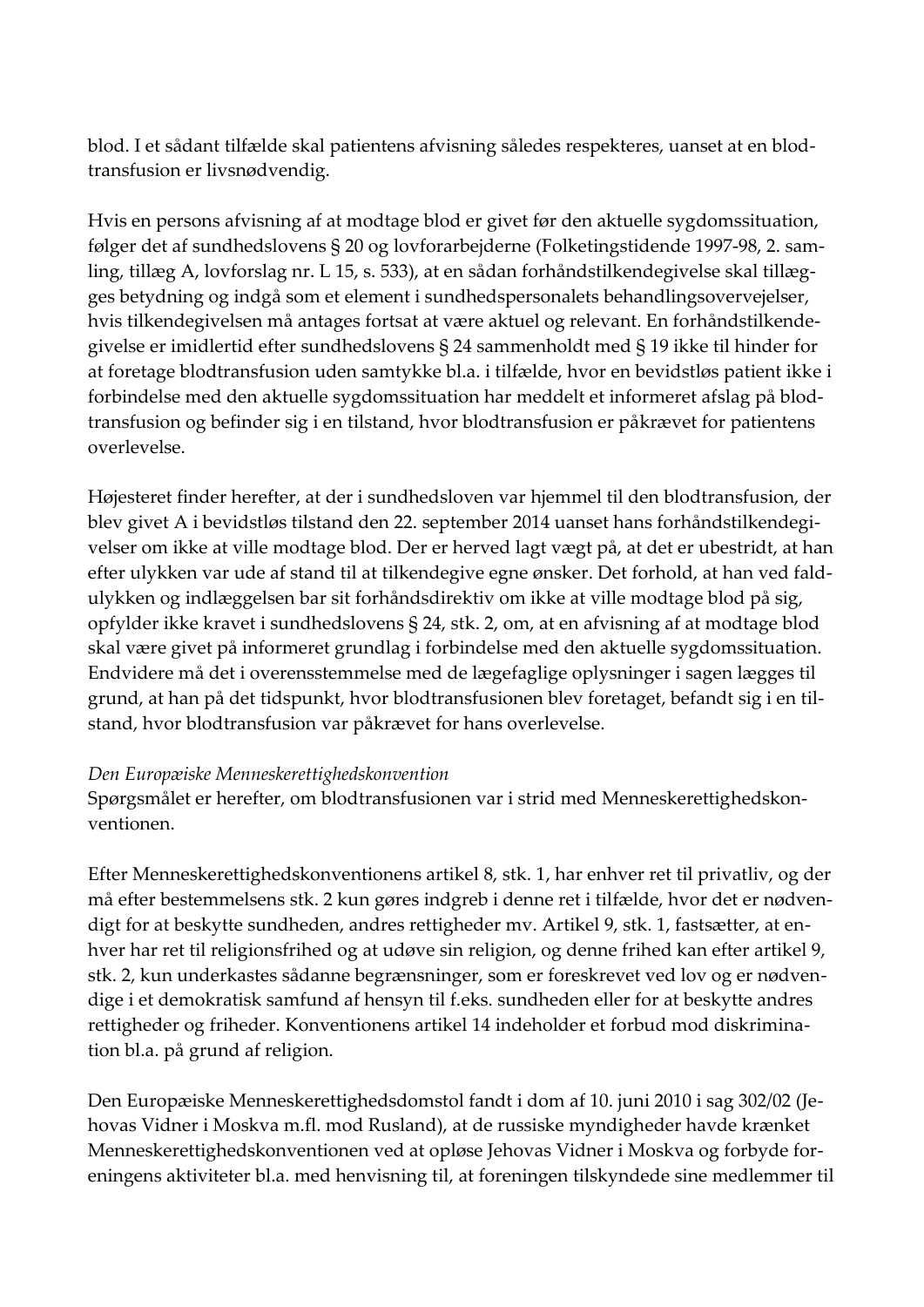blod. I et sådant tilfælde skal patientens afvisning således respekteres, uanset at en blodtransfusion er livsnødvendig.

Hvis en persons afvisning af at modtage blod er givet før den aktuelle sygdomssituation, følger det af sundhedslovens § 20 og lovforarbejderne (Folketingstidende 1997-98, 2. samling, tillæg A, lovforslag nr. L 15, s. 533), at en sådan forhåndstilkendegivelse skal tillægges betydning og indgå som et element i sundhedspersonalets behandlingsovervejelser, hvis tilkendegivelsen må antages fortsat at være aktuel og relevant. En forhåndstilkendegivelse er imidlertid efter sundhedslovens § 24 sammenholdt med § 19 ikke til hinder for at foretage blodtransfusion uden samtykke bl.a. i tilfælde, hvor en bevidstløs patient ikke i forbindelse med den aktuelle sygdomssituation har meddelt et informeret afslag på blodtransfusion og befinder sig i en tilstand, hvor blodtransfusion er påkrævet for patientens overlevelse.

Højesteret finder herefter, at der i sundhedsloven var hjemmel til den blodtransfusion, der blev givet A i bevidstløs tilstand den 22. september 2014 uanset hans forhåndstilkendegivelser om ikke at ville modtage blod. Der er herved lagt vægt på, at det er ubestridt, at han efter ulykken var ude af stand til at tilkendegive egne ønsker. Det forhold, at han ved faldulykken og indlæggelsen bar sit forhåndsdirektiv om ikke at ville modtage blod på sig, opfylder ikke kravet i sundhedslovens § 24, stk. 2, om, at en afvisning af at modtage blod skal være givet på informeret grundlag i forbindelse med den aktuelle sygdomssituation. Endvidere må det i overensstemmelse med de lægefaglige oplysninger i sagen lægges til grund, at han på det tidspunkt, hvor blodtransfusionen blev foretaget, befandt sig i en tilstand, hvor blodtransfusion var påkrævet for hans overlevelse.

*Den Europæiske Menneskerettighedskonvention*
Spørgsmålet er herefter, om blodtransfusionen var i strid med Menneskerettighedskonventionen.

Efter Menneskerettighedskonventionens artikel 8, stk. 1, har enhver ret til privatliv, og der må efter bestemmelsens stk. 2 kun gøres indgreb i denne ret i tilfælde, hvor det er nødvendigt for at beskytte sundheden, andres rettigheder mv. Artikel 9, stk. 1, fastsætter, at enhver har ret til religionsfrihed og at udøve sin religion, og denne frihed kan efter artikel 9, stk. 2, kun underkastes sådanne begrænsninger, som er foreskrevet ved lov og er nødvendige i et demokratisk samfund af hensyn til f.eks. sundheden eller for at beskytte andres rettigheder og friheder. Konventionens artikel 14 indeholder et forbud mod diskrimination bl.a. på grund af religion.

Den Europæiske Menneskerettighedsdomstol fandt i dom af 10. juni 2010 i sag 302/02 (Jehovas Vidner i Moskva m.fl. mod Rusland), at de russiske myndigheder havde krænket Menneskerettighedskonventionen ved at opløse Jehovas Vidner i Moskva og forbyde foreningens aktiviteter bl.a. med henvisning til, at foreningen tilskyndede sine medlemmer til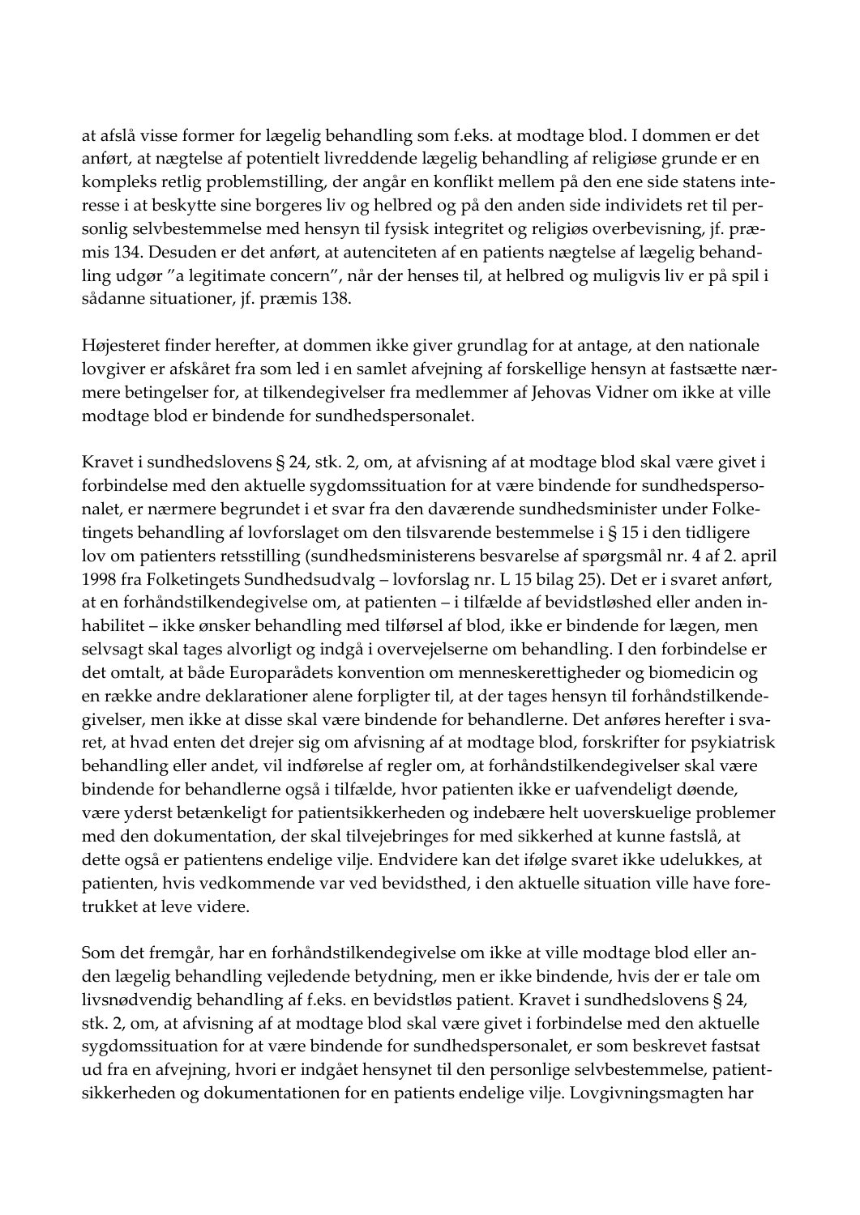at afslå visse former for lægelig behandling som f.eks. at modtage blod. I dommen er det anført, at nægtelse af potentielt livreddende lægelig behandling af religiøse grunde er en kompleks retlig problemstilling, der angår en konflikt mellem på den ene side statens interesse i at beskytte sine borgeres liv og helbred og på den anden side individets ret til personlig selvbestemmelse med hensyn til fysisk integritet og religiøs overbevisning, jf. præmis 134. Desuden er det anført, at autenciteten af en patients nægtelse af lægelig behandling udgør "a legitimate concern", når der henses til, at helbred og muligvis liv er på spil i sådanne situationer, jf. præmis 138.

Højesteret finder herefter, at dommen ikke giver grundlag for at antage, at den nationale lovgiver er afskåret fra som led i en samlet afvejning af forskellige hensyn at fastsætte nærmere betingelser for, at tilkendegivelser fra medlemmer af Jehovas Vidner om ikke at ville modtage blod er bindende for sundhedspersonalet.

Kravet i sundhedslovens § 24, stk. 2, om, at afvisning af at modtage blod skal være givet i forbindelse med den aktuelle sygdomssituation for at være bindende for sundhedspersonalet, er nærmere begrundet i et svar fra den daværende sundhedsminister under Folketingets behandling af lovforslaget om den tilsvarende bestemmelse i § 15 i den tidligere lov om patienters retsstilling (sundhedsministerens besvarelse af spørgsmål nr. 4 af 2. april 1998 fra Folketingets Sundhedsudvalg – lovforslag nr. L 15 bilag 25). Det er i svaret anført, at en forhåndstilkendegivelse om, at patienten – i tilfælde af bevidstløshed eller anden inhabilitet – ikke ønsker behandling med tilførsel af blod, ikke er bindende for lægen, men selvsagt skal tages alvorligt og indgå i overvejelserne om behandling. I den forbindelse er det omtalt, at både Europarådets konvention om menneskerettigheder og biomedicin og en række andre deklarationer alene forpligter til, at der tages hensyn til forhåndstilkendegivelser, men ikke at disse skal være bindende for behandlerne. Det anføres herefter i svaret, at hvad enten det drejer sig om afvisning af at modtage blod, forskrifter for psykiatrisk behandling eller andet, vil indførelse af regler om, at forhåndstilkendegivelser skal være bindende for behandlerne også i tilfælde, hvor patienten ikke er uafvendeligt døende, være yderst betænkeligt for patientsikkerheden og indebære helt uoverskuelige problemer med den dokumentation, der skal tilvejebringes for med sikkerhed at kunne fastslå, at dette også er patientens endelige vilje. Endvidere kan det ifølge svaret ikke udelukkes, at patienten, hvis vedkommende var ved bevidsthed, i den aktuelle situation ville have foretrukket at leve videre.

Som det fremgår, har en forhåndstilkendegivelse om ikke at ville modtage blod eller anden lægelig behandling vejledende betydning, men er ikke bindende, hvis der er tale om livsnødvendig behandling af f.eks. en bevidstløs patient. Kravet i sundhedslovens § 24, stk. 2, om, at afvisning af at modtage blod skal være givet i forbindelse med den aktuelle sygdomssituation for at være bindende for sundhedspersonalet, er som beskrevet fastsat ud fra en afvejning, hvori er indgået hensynet til den personlige selvbestemmelse, patientsikkerheden og dokumentationen for en patients endelige vilje. Lovgivningsmagten har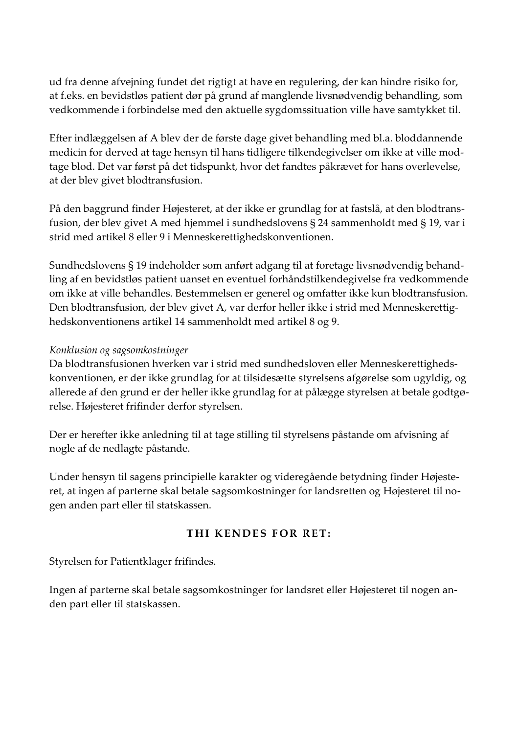ud fra denne afvejning fundet det rigtigt at have en regulering, der kan hindre risiko for, at f.eks. en bevidstløs patient dør på grund af manglende livsnødvendig behandling, som vedkommende i forbindelse med den aktuelle sygdomssituation ville have samtykket til.

Efter indlæggelsen af A blev der de første dage givet behandling med bl.a. bloddannende medicin for derved at tage hensyn til hans tidligere tilkendegivelser om ikke at ville modtage blod. Det var først på det tidspunkt, hvor det fandtes påkrævet for hans overlevelse, at der blev givet blodtransfusion.

På den baggrund finder Højesteret, at der ikke er grundlag for at fastslå, at den blodtransfusion, der blev givet A med hjemmel i sundhedslovens § 24 sammenholdt med § 19, var i strid med artikel 8 eller 9 i Menneskerettighedskonventionen.

Sundhedslovens § 19 indeholder som anført adgang til at foretage livsnødvendig behandling af en bevidstløs patient uanset en eventuel forhåndstilkendegivelse fra vedkommende om ikke at ville behandles. Bestemmelsen er generel og omfatter ikke kun blodtransfusion. Den blodtransfusion, der blev givet A, var derfor heller ikke i strid med Menneskerettighedskonventionens artikel 14 sammenholdt med artikel 8 og 9.

*Konklusion og sagsomkostninger*

Da blodtransfusionen hverken var i strid med sundhedsloven eller Menneskerettighedskonventionen, er der ikke grundlag for at tilsidesætte styrelsens afgørelse som ugyldig, og allerede af den grund er der heller ikke grundlag for at pålægge styrelsen at betale godtgørelse. Højesteret frifinder derfor styrelsen.

Der er herefter ikke anledning til at tage stilling til styrelsens påstande om afvisning af nogle af de nedlagte påstande.

Under hensyn til sagens principielle karakter og videregående betydning finder Højesteret, at ingen af parterne skal betale sagsomkostninger for landsretten og Højesteret til nogen anden part eller til statskassen.

**THI KENDES FOR RET:**

Styrelsen for Patientklager frifindes.

Ingen af parterne skal betale sagsomkostninger for landsret eller Højesteret til nogen anden part eller til statskassen.